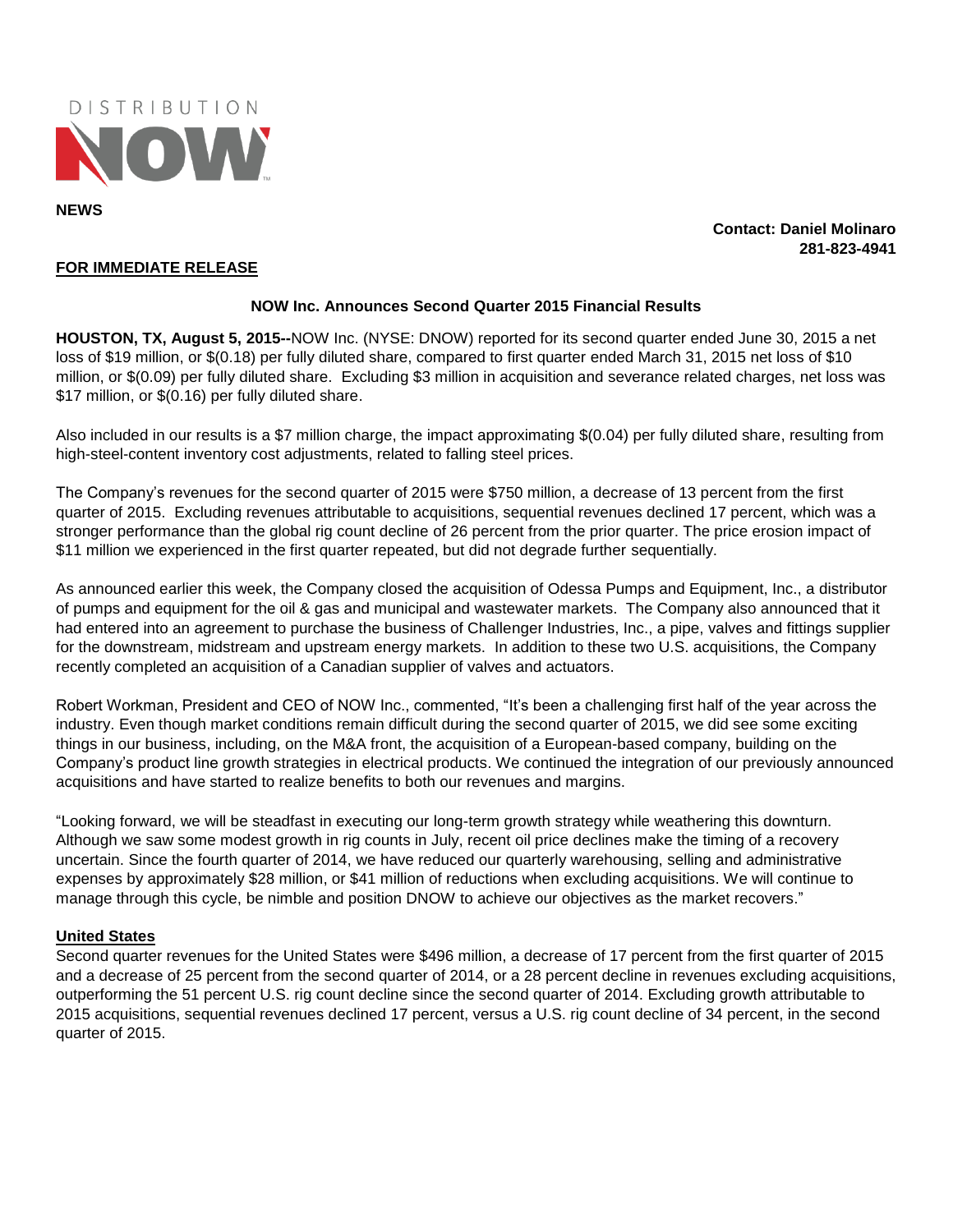DISTRIBUTION NOW

**NEWS**

**Contact: Daniel Molinaro**
**281-823-4941**

**FOR IMMEDIATE RELEASE**

**NOW Inc. Announces Second Quarter 2015 Financial Results**

**HOUSTON, TX, August 5, 2015--**NOW Inc. (NYSE: DNOW) reported for its second quarter ended June 30, 2015 a net loss of $19 million, or $(0.18) per fully diluted share, compared to first quarter ended March 31, 2015 net loss of $10 million, or $(0.09) per fully diluted share. Excluding $3 million in acquisition and severance related charges, net loss was $17 million, or $(0.16) per fully diluted share.

Also included in our results is a $7 million charge, the impact approximating $(0.04) per fully diluted share, resulting from high-steel-content inventory cost adjustments, related to falling steel prices.

The Company's revenues for the second quarter of 2015 were $750 million, a decrease of 13 percent from the first quarter of 2015. Excluding revenues attributable to acquisitions, sequential revenues declined 17 percent, which was a stronger performance than the global rig count decline of 26 percent from the prior quarter. The price erosion impact of $11 million we experienced in the first quarter repeated, but did not degrade further sequentially.

As announced earlier this week, the Company closed the acquisition of Odessa Pumps and Equipment, Inc., a distributor of pumps and equipment for the oil & gas and municipal and wastewater markets. The Company also announced that it had entered into an agreement to purchase the business of Challenger Industries, Inc., a pipe, valves and fittings supplier for the downstream, midstream and upstream energy markets. In addition to these two U.S. acquisitions, the Company recently completed an acquisition of a Canadian supplier of valves and actuators.

Robert Workman, President and CEO of NOW Inc., commented, "It's been a challenging first half of the year across the industry. Even though market conditions remain difficult during the second quarter of 2015, we did see some exciting things in our business, including, on the M&A front, the acquisition of a European-based company, building on the Company's product line growth strategies in electrical products. We continued the integration of our previously announced acquisitions and have started to realize benefits to both our revenues and margins.

"Looking forward, we will be steadfast in executing our long-term growth strategy while weathering this downturn. Although we saw some modest growth in rig counts in July, recent oil price declines make the timing of a recovery uncertain. Since the fourth quarter of 2014, we have reduced our quarterly warehousing, selling and administrative expenses by approximately $28 million, or $41 million of reductions when excluding acquisitions. We will continue to manage through this cycle, be nimble and position DNOW to achieve our objectives as the market recovers."

**United States**

Second quarter revenues for the United States were $496 million, a decrease of 17 percent from the first quarter of 2015 and a decrease of 25 percent from the second quarter of 2014, or a 28 percent decline in revenues excluding acquisitions, outperforming the 51 percent U.S. rig count decline since the second quarter of 2014. Excluding growth attributable to 2015 acquisitions, sequential revenues declined 17 percent, versus a U.S. rig count decline of 34 percent, in the second quarter of 2015.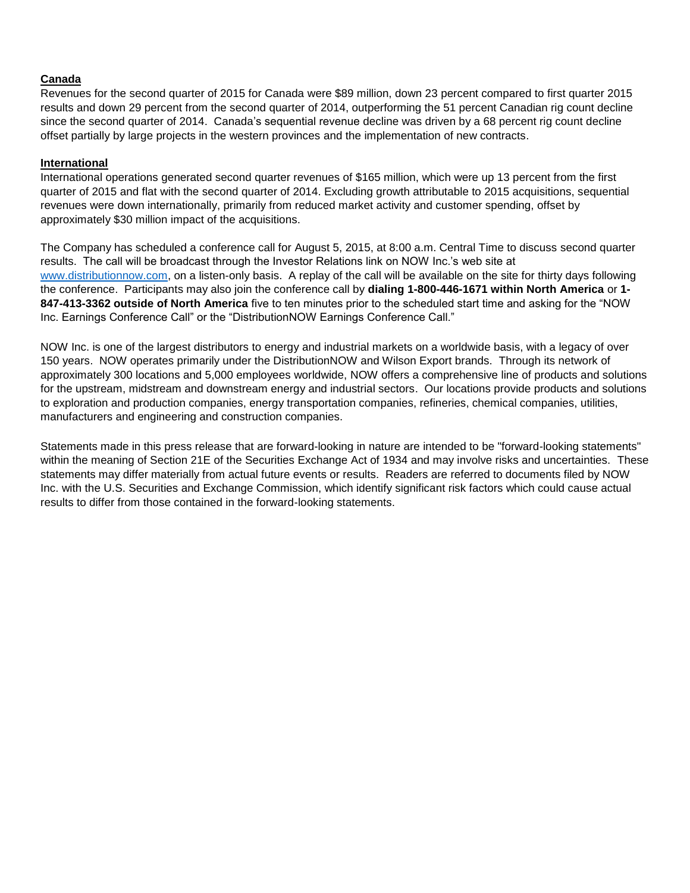**Canada**

Revenues for the second quarter of 2015 for Canada were $89 million, down 23 percent compared to first quarter 2015 results and down 29 percent from the second quarter of 2014, outperforming the 51 percent Canadian rig count decline since the second quarter of 2014. Canada's sequential revenue decline was driven by a 68 percent rig count decline offset partially by large projects in the western provinces and the implementation of new contracts.

**International**

International operations generated second quarter revenues of $165 million, which were up 13 percent from the first quarter of 2015 and flat with the second quarter of 2014. Excluding growth attributable to 2015 acquisitions, sequential revenues were down internationally, primarily from reduced market activity and customer spending, offset by approximately $30 million impact of the acquisitions.

The Company has scheduled a conference call for August 5, 2015, at 8:00 a.m. Central Time to discuss second quarter results. The call will be broadcast through the Investor Relations link on NOW Inc.'s web site at www.distributionnow.com, on a listen-only basis. A replay of the call will be available on the site for thirty days following the conference. Participants may also join the conference call by **dialing 1-800-446-1671 within North America** or **1-847-413-3362 outside of North America** five to ten minutes prior to the scheduled start time and asking for the "NOW Inc. Earnings Conference Call" or the "DistributionNOW Earnings Conference Call."

NOW Inc. is one of the largest distributors to energy and industrial markets on a worldwide basis, with a legacy of over 150 years. NOW operates primarily under the DistributionNOW and Wilson Export brands. Through its network of approximately 300 locations and 5,000 employees worldwide, NOW offers a comprehensive line of products and solutions for the upstream, midstream and downstream energy and industrial sectors. Our locations provide products and solutions to exploration and production companies, energy transportation companies, refineries, chemical companies, utilities, manufacturers and engineering and construction companies.

Statements made in this press release that are forward-looking in nature are intended to be "forward-looking statements" within the meaning of Section 21E of the Securities Exchange Act of 1934 and may involve risks and uncertainties. These statements may differ materially from actual future events or results. Readers are referred to documents filed by NOW Inc. with the U.S. Securities and Exchange Commission, which identify significant risk factors which could cause actual results to differ from those contained in the forward-looking statements.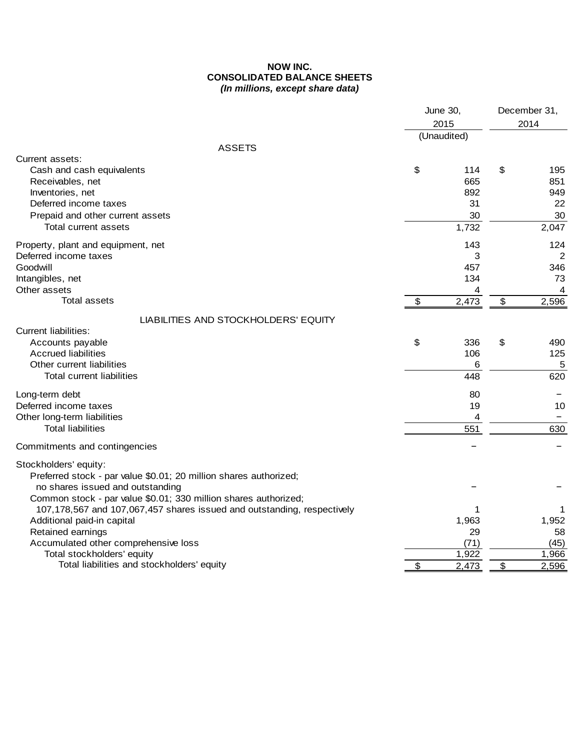**NOW INC.**
**CONSOLIDATED BALANCE SHEETS**
***(In millions, except share data)***

| | June 30, 2015 (Unaudited) | December 31, 2014 |
|---|---|---|
| **ASSETS** | | |
| Current assets: | | |
| Cash and cash equivalents | $ 114 | $ 195 |
| Receivables, net | 665 | 851 |
| Inventories, net | 892 | 949 |
| Deferred income taxes | 31 | 22 |
| Prepaid and other current assets | 30 | 30 |
| Total current assets | 1,732 | 2,047 |
| Property, plant and equipment, net | 143 | 124 |
| Deferred income taxes | 3 | 2 |
| Goodwill | 457 | 346 |
| Intangibles, net | 134 | 73 |
| Other assets | 4 | 4 |
| Total assets | $ 2,473 | $ 2,596 |
| **LIABILITIES AND STOCKHOLDERS' EQUITY** | | |
| Current liabilities: | | |
| Accounts payable | $ 336 | $ 490 |
| Accrued liabilities | 106 | 125 |
| Other current liabilities | 6 | 5 |
| Total current liabilities | 448 | 620 |
| Long-term debt | 80 | – |
| Deferred income taxes | 19 | 10 |
| Other long-term liabilities | 4 | – |
| Total liabilities | 551 | 630 |
| Commitments and contingencies | – | – |
| Stockholders' equity: | | |
| Preferred stock - par value $0.01; 20 million shares authorized; no shares issued and outstanding | – | – |
| Common stock - par value $0.01; 330 million shares authorized; 107,178,567 and 107,067,457 shares issued and outstanding, respectively | 1 | 1 |
| Additional paid-in capital | 1,963 | 1,952 |
| Retained earnings | 29 | 58 |
| Accumulated other comprehensive loss | (71) | (45) |
| Total stockholders' equity | 1,922 | 1,966 |
| Total liabilities and stockholders' equity | $ 2,473 | $ 2,596 |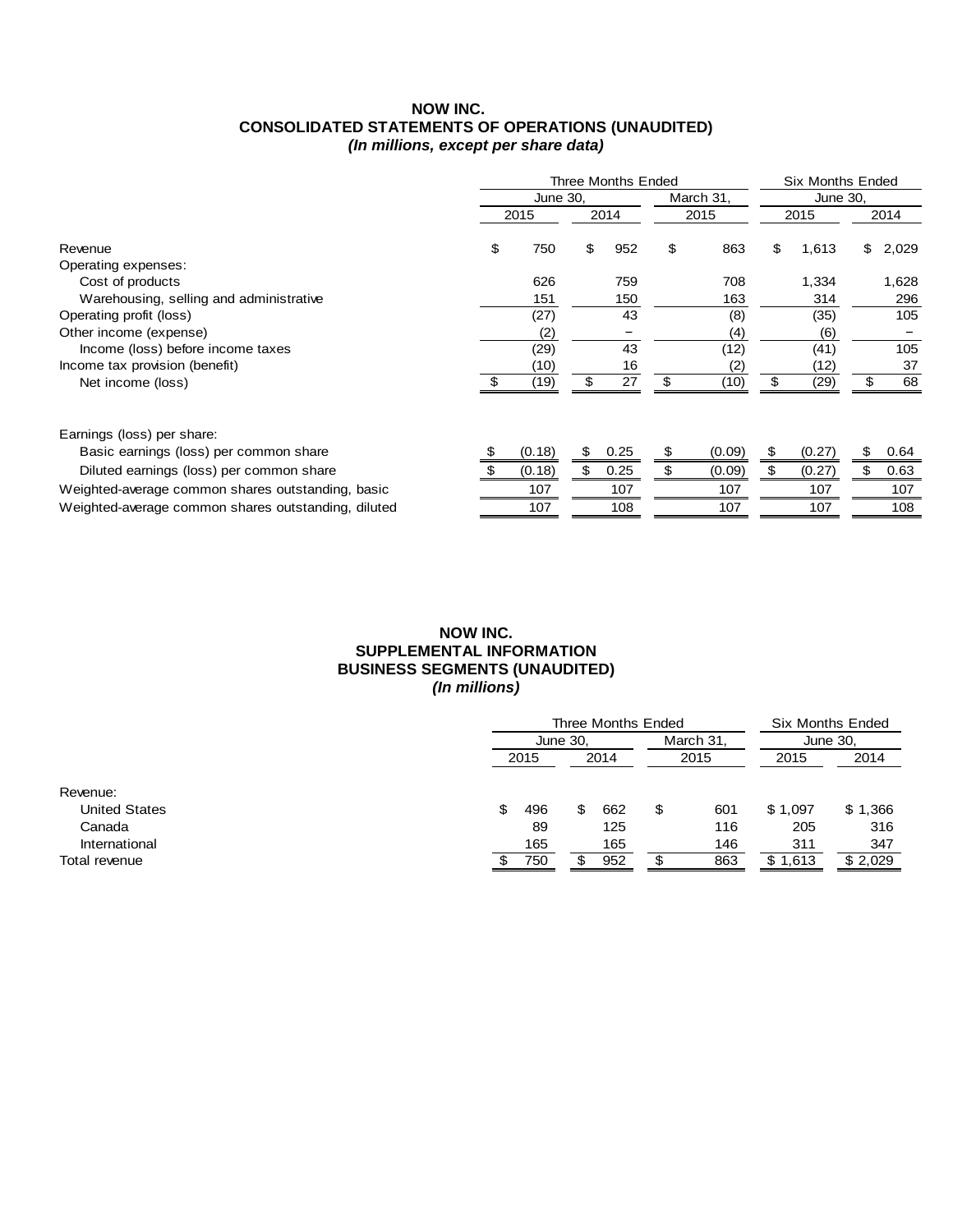# NOW INC.
## CONSOLIDATED STATEMENTS OF OPERATIONS (UNAUDITED)
### *(In millions, except per share data)*

| | Three Months Ended | | | Six Months Ended | |
|---|---|---|---|---|---|
| | June 30, | | March 31, | June 30, | |
| | 2015 | 2014 | 2015 | 2015 | 2014 |
| Revenue | $ 750 | $ 952 | $ 863 | $ 1,613 | $ 2,029 |
| Operating expenses: | | | | | |
| Cost of products | 626 | 759 | 708 | 1,334 | 1,628 |
| Warehousing, selling and administrative | 151 | 150 | 163 | 314 | 296 |
| Operating profit (loss) | (27) | 43 | (8) | (35) | 105 |
| Other income (expense) | (2) | – | (4) | (6) | – |
| Income (loss) before income taxes | (29) | 43 | (12) | (41) | 105 |
| Income tax provision (benefit) | (10) | 16 | (2) | (12) | 37 |
| Net income (loss) | $ (19) | $ 27 | $ (10) | $ (29) | $ 68 |
| | | | | | |
| Earnings (loss) per share: | | | | | |
| Basic earnings (loss) per common share | $ (0.18) | $ 0.25 | $ (0.09) | $ (0.27) | $ 0.64 |
| Diluted earnings (loss) per common share | $ (0.18) | $ 0.25 | $ (0.09) | $ (0.27) | $ 0.63 |
| Weighted-average common shares outstanding, basic | 107 | 107 | 107 | 107 | 107 |
| Weighted-average common shares outstanding, diluted | 107 | 108 | 107 | 107 | 108 |

# NOW INC.
## SUPPLEMENTAL INFORMATION
## BUSINESS SEGMENTS (UNAUDITED)
### *(In millions)*

| | Three Months Ended | | | Six Months Ended | |
|---|---|---|---|---|---|
| | June 30, | | March 31, | June 30, | |
| | 2015 | 2014 | 2015 | 2015 | 2014 |
| Revenue: | | | | | |
| United States | $ 496 | $ 662 | $ 601 | $ 1,097 | $ 1,366 |
| Canada | 89 | 125 | 116 | 205 | 316 |
| International | 165 | 165 | 146 | 311 | 347 |
| Total revenue | $ 750 | $ 952 | $ 863 | $ 1,613 | $ 2,029 |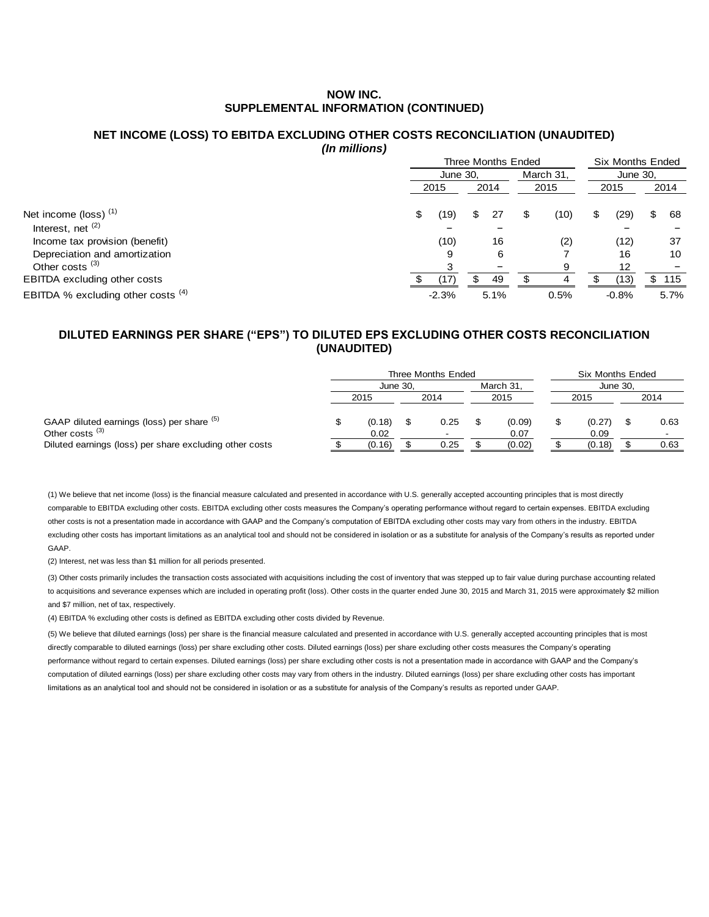**NOW INC.**
**SUPPLEMENTAL INFORMATION (CONTINUED)**

## NET INCOME (LOSS) TO EBITDA EXCLUDING OTHER COSTS RECONCILIATION (UNAUDITED)

***(In millions)***

| | Three Months Ended | | | Six Months Ended | |
|---|---|---|---|---|---|
| | June 30, | | March 31, | June 30, | |
| | 2015 | 2014 | 2015 | 2015 | 2014 |
| Net income (loss) [1] | $ (19) | $ 27 | $ (10) | $ (29) | $ 68 |
| Interest, net [2] | – | – | | – | – |
| Income tax provision (benefit) | (10) | 16 | (2) | (12) | 37 |
| Depreciation and amortization | 9 | 6 | 7 | 16 | 10 |
| Other costs [3] | 3 | – | 9 | 12 | – |
| EBITDA excluding other costs | $ (17) | $ 49 | $ 4 | $ (13) | $ 115 |
| EBITDA % excluding other costs [4] | -2.3% | 5.1% | 0.5% | -0.8% | 5.7% |

## DILUTED EARNINGS PER SHARE ("EPS") TO DILUTED EPS EXCLUDING OTHER COSTS RECONCILIATION (UNAUDITED)

| | Three Months Ended | | | Six Months Ended | |
|---|---|---|---|---|---|
| | June 30, | | March 31, | June 30, | |
| | 2015 | 2014 | 2015 | 2015 | 2014 |
| GAAP diluted earnings (loss) per share [5] | $ (0.18) | $ 0.25 | $ (0.09) | $ (0.27) | $ 0.63 |
| Other costs [3] | 0.02 | - | 0.07 | 0.09 | - |
| Diluted earnings (loss) per share excluding other costs | $ (0.16) | $ 0.25 | $ (0.02) | $ (0.18) | $ 0.63 |

(1) We believe that net income (loss) is the financial measure calculated and presented in accordance with U.S. generally accepted accounting principles that is most directly comparable to EBITDA excluding other costs. EBITDA excluding other costs measures the Company's operating performance without regard to certain expenses. EBITDA excluding other costs is not a presentation made in accordance with GAAP and the Company's computation of EBITDA excluding other costs may vary from others in the industry. EBITDA excluding other costs has important limitations as an analytical tool and should not be considered in isolation or as a substitute for analysis of the Company's results as reported under GAAP.

(2) Interest, net was less than $1 million for all periods presented.

(3) Other costs primarily includes the transaction costs associated with acquisitions including the cost of inventory that was stepped up to fair value during purchase accounting related to acquisitions and severance expenses which are included in operating profit (loss). Other costs in the quarter ended June 30, 2015 and March 31, 2015 were approximately $2 million and $7 million, net of tax, respectively.

(4) EBITDA % excluding other costs is defined as EBITDA excluding other costs divided by Revenue.

(5) We believe that diluted earnings (loss) per share is the financial measure calculated and presented in accordance with U.S. generally accepted accounting principles that is most directly comparable to diluted earnings (loss) per share excluding other costs. Diluted earnings (loss) per share excluding other costs measures the Company's operating performance without regard to certain expenses. Diluted earnings (loss) per share excluding other costs is not a presentation made in accordance with GAAP and the Company's computation of diluted earnings (loss) per share excluding other costs may vary from others in the industry. Diluted earnings (loss) per share excluding other costs has important limitations as an analytical tool and should not be considered in isolation or as a substitute for analysis of the Company's results as reported under GAAP.